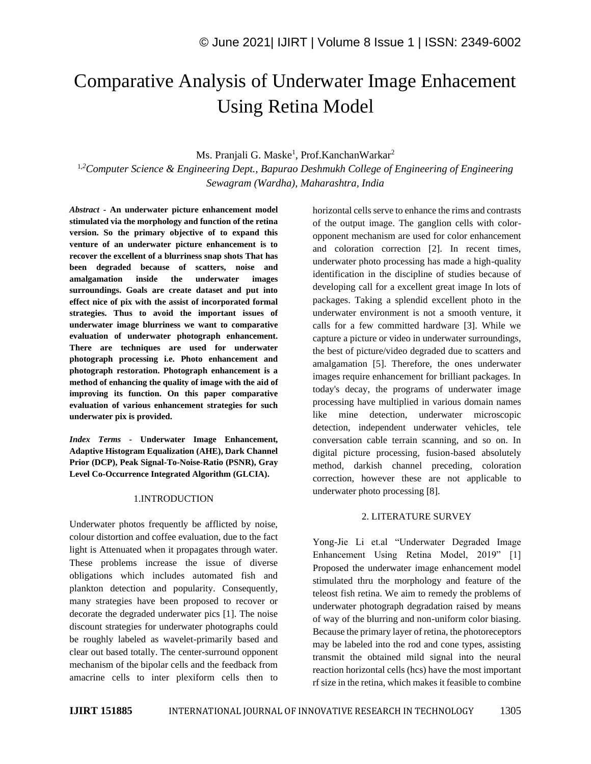# Comparative Analysis of Underwater Image Enhacement Using Retina Model

Ms. Pranjali G. Maske[1], Prof.KanchanWarkar[2]

[1,2]*Computer Science & Engineering Dept., Bapurao Deshmukh College of Engineering of Engineering Sewagram (Wardha), Maharashtra, India*

***Abstract*** **- An underwater picture enhancement model stimulated via the morphology and function of the retina version. So the primary objective of to expand this venture of an underwater picture enhancement is to recover the excellent of a blurriness snap shots That has been degraded because of scatters, noise and amalgamation inside the underwater images surroundings. Goals are create dataset and put into effect nice of pix with the assist of incorporated formal strategies. Thus to avoid the important issues of underwater image blurriness we want to comparative evaluation of underwater photograph enhancement. There are techniques are used for underwater photograph processing i.e. Photo enhancement and photograph restoration. Photograph enhancement is a method of enhancing the quality of image with the aid of improving its function. On this paper comparative evaluation of various enhancement strategies for such underwater pix is provided.**

***Index Terms*** **- Underwater Image Enhancement, Adaptive Histogram Equalization (AHE), Dark Channel Prior (DCP), Peak Signal-To-Noise-Ratio (PSNR), Gray Level Co-Occurrence Integrated Algorithm (GLCIA).**

## 1.INTRODUCTION

Underwater photos frequently be afflicted by noise, colour distortion and coffee evaluation, due to the fact light is Attenuated when it propagates through water. These problems increase the issue of diverse obligations which includes automated fish and plankton detection and popularity. Consequently, many strategies have been proposed to recover or decorate the degraded underwater pics [1]. The noise discount strategies for underwater photographs could be roughly labeled as wavelet-primarily based and clear out based totally. The center-surround opponent mechanism of the bipolar cells and the feedback from amacrine cells to inter plexiform cells then to horizontal cells serve to enhance the rims and contrasts of the output image. The ganglion cells with color-opponent mechanism are used for color enhancement and coloration correction [2]. In recent times, underwater photo processing has made a high-quality identification in the discipline of studies because of developing call for a excellent great image In lots of packages. Taking a splendid excellent photo in the underwater environment is not a smooth venture, it calls for a few committed hardware [3]. While we capture a picture or video in underwater surroundings, the best of picture/video degraded due to scatters and amalgamation [5]. Therefore, the ones underwater images require enhancement for brilliant packages. In today's decay, the programs of underwater image processing have multiplied in various domain names like mine detection, underwater microscopic detection, independent underwater vehicles, tele conversation cable terrain scanning, and so on. In digital picture processing, fusion-based absolutely method, darkish channel preceding, coloration correction, however these are not applicable to underwater photo processing [8].

## 2. LITERATURE SURVEY

Yong-Jie Li et.al "Underwater Degraded Image Enhancement Using Retina Model, 2019" [1] Proposed the underwater image enhancement model stimulated thru the morphology and feature of the teleost fish retina. We aim to remedy the problems of underwater photograph degradation raised by means of way of the blurring and non-uniform color biasing. Because the primary layer of retina, the photoreceptors may be labeled into the rod and cone types, assisting transmit the obtained mild signal into the neural reaction horizontal cells (hcs) have the most important rf size in the retina, which makes it feasible to combine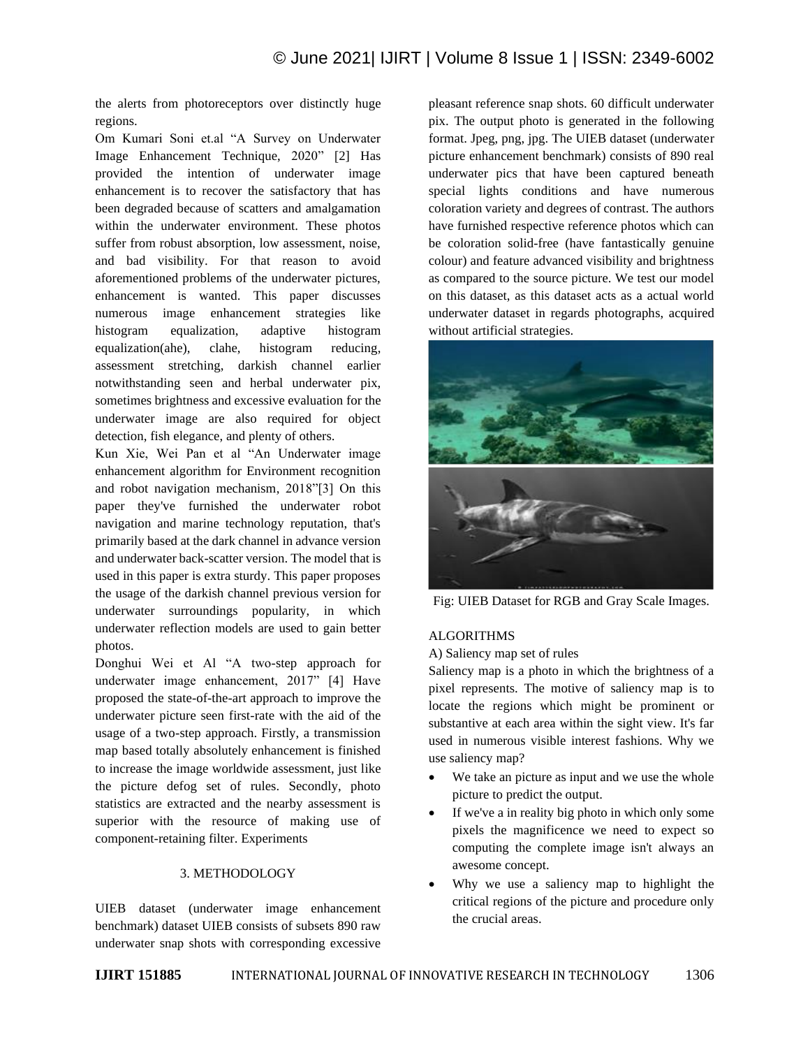the alerts from photoreceptors over distinctly huge regions.

Om Kumari Soni et.al "A Survey on Underwater Image Enhancement Technique, 2020" [2] Has provided the intention of underwater image enhancement is to recover the satisfactory that has been degraded because of scatters and amalgamation within the underwater environment. These photos suffer from robust absorption, low assessment, noise, and bad visibility. For that reason to avoid aforementioned problems of the underwater pictures, enhancement is wanted. This paper discusses numerous image enhancement strategies like histogram equalization, adaptive histogram equalization(ahe), clahe, histogram reducing, assessment stretching, darkish channel earlier notwithstanding seen and herbal underwater pix, sometimes brightness and excessive evaluation for the underwater image are also required for object detection, fish elegance, and plenty of others.

Kun Xie, Wei Pan et al "An Underwater image enhancement algorithm for Environment recognition and robot navigation mechanism, 2018"[3] On this paper they've furnished the underwater robot navigation and marine technology reputation, that's primarily based at the dark channel in advance version and underwater back-scatter version. The model that is used in this paper is extra sturdy. This paper proposes the usage of the darkish channel previous version for underwater surroundings popularity, in which underwater reflection models are used to gain better photos.

Donghui Wei et Al "A two-step approach for underwater image enhancement, 2017" [4] Have proposed the state-of-the-art approach to improve the underwater picture seen first-rate with the aid of the usage of a two-step approach. Firstly, a transmission map based totally absolutely enhancement is finished to increase the image worldwide assessment, just like the picture defog set of rules. Secondly, photo statistics are extracted and the nearby assessment is superior with the resource of making use of component-retaining filter. Experiments

## 3. METHODOLOGY

UIEB dataset (underwater image enhancement benchmark) dataset UIEB consists of subsets 890 raw underwater snap shots with corresponding excessive pleasant reference snap shots. 60 difficult underwater pix. The output photo is generated in the following format. Jpeg, png, jpg. The UIEB dataset (underwater picture enhancement benchmark) consists of 890 real underwater pics that have been captured beneath special lights conditions and have numerous coloration variety and degrees of contrast. The authors have furnished respective reference photos which can be coloration solid-free (have fantastically genuine colour) and feature advanced visibility and brightness as compared to the source picture. We test our model on this dataset, as this dataset acts as a actual world underwater dataset in regards photographs, acquired without artificial strategies.

Fig: UIEB Dataset for RGB and Gray Scale Images.

### ALGORITHMS

#### A) Saliency map set of rules

Saliency map is a photo in which the brightness of a pixel represents. The motive of saliency map is to locate the regions which might be prominent or substantive at each area within the sight view. It's far used in numerous visible interest fashions. Why we use saliency map?

- We take an picture as input and we use the whole picture to predict the output.
- If we've a in reality big photo in which only some pixels the magnificence we need to expect so computing the complete image isn't always an awesome concept.
- Why we use a saliency map to highlight the critical regions of the picture and procedure only the crucial areas.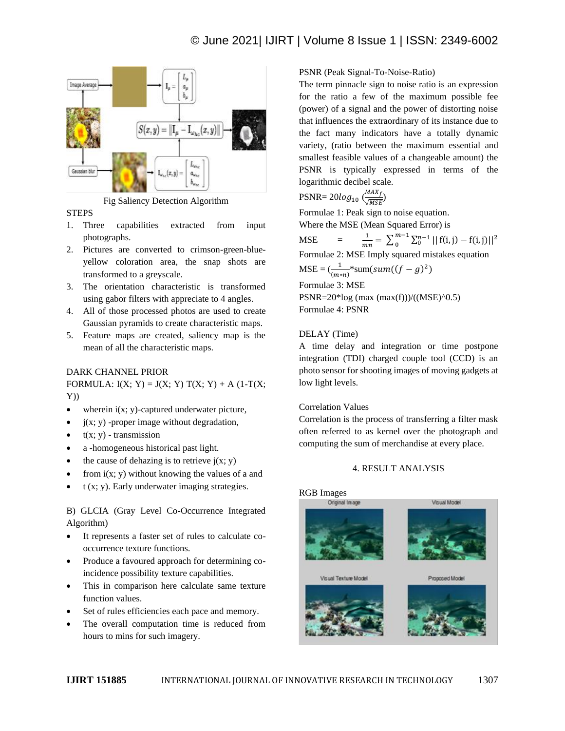Fig Saliency Detection Algorithm

STEPS

1. Three capabilities extracted from input photographs.
2. Pictures are converted to crimson-green-blue-yellow coloration area, the snap shots are transformed to a greyscale.
3. The orientation characteristic is transformed using gabor filters with appreciate to 4 angles.
4. All of those processed photos are used to create Gaussian pyramids to create characteristic maps.
5. Feature maps are created, saliency map is the mean of all the characteristic maps.

DARK CHANNEL PRIOR

FORMULA: I(X; Y) = J(X; Y) T(X; Y) + A (1-T(X; Y))

- wherein i(x; y)-captured underwater picture,
- j(x; y) -proper image without degradation,
- t(x; y) - transmission
- a -homogeneous historical past light.
- the cause of dehazing is to retrieve j(x; y)
- from i(x; y) without knowing the values of a and
- t (x; y). Early underwater imaging strategies.

B) GLCIA (Gray Level Co-Occurrence Integrated Algorithm)

- It represents a faster set of rules to calculate co-occurrence texture functions.
- Produce a favoured approach for determining co-incidence possibility texture capabilities.
- This in comparison here calculate same texture function values.
- Set of rules efficiencies each pace and memory.
- The overall computation time is reduced from hours to mins for such imagery.

PSNR (Peak Signal-To-Noise-Ratio)

The term pinnacle sign to noise ratio is an expression for the ratio a few of the maximum possible fee (power) of a signal and the power of distorting noise that influences the extraordinary of its instance due to the fact many indicators have a totally dynamic variety, (ratio between the maximum essential and smallest feasible values of a changeable amount) the PSNR is typically expressed in terms of the logarithmic decibel scale.

$$PSNR = 20\log_{10}\left(\frac{MAX_f}{\sqrt{MSE}}\right)$$

Formulae 1: Peak sign to noise equation.

Where the MSE (Mean Squared Error) is

$$MSE = \frac{1}{mn} = \sum_{0}^{m-1}\sum_{0}^{n-1} || f(i,j) - f(i,j)||^2$$

Formulae 2: MSE Imply squared mistakes equation

$$MSE = \left(\frac{1}{(m*n)}\right)*\text{sum}(sum((f-g)^2))$$

Formulae 3: MSE

PSNR=20*log (max (max(f)))/((MSE)^0.5)

Formulae 4: PSNR

DELAY (Time)

A time delay and integration or time postpone integration (TDI) charged couple tool (CCD) is an photo sensor for shooting images of moving gadgets at low light levels.

Correlation Values

Correlation is the process of transferring a filter mask often referred to as kernel over the photograph and computing the sum of merchandise at every place.

## 4. RESULT ANALYSIS

RGB Images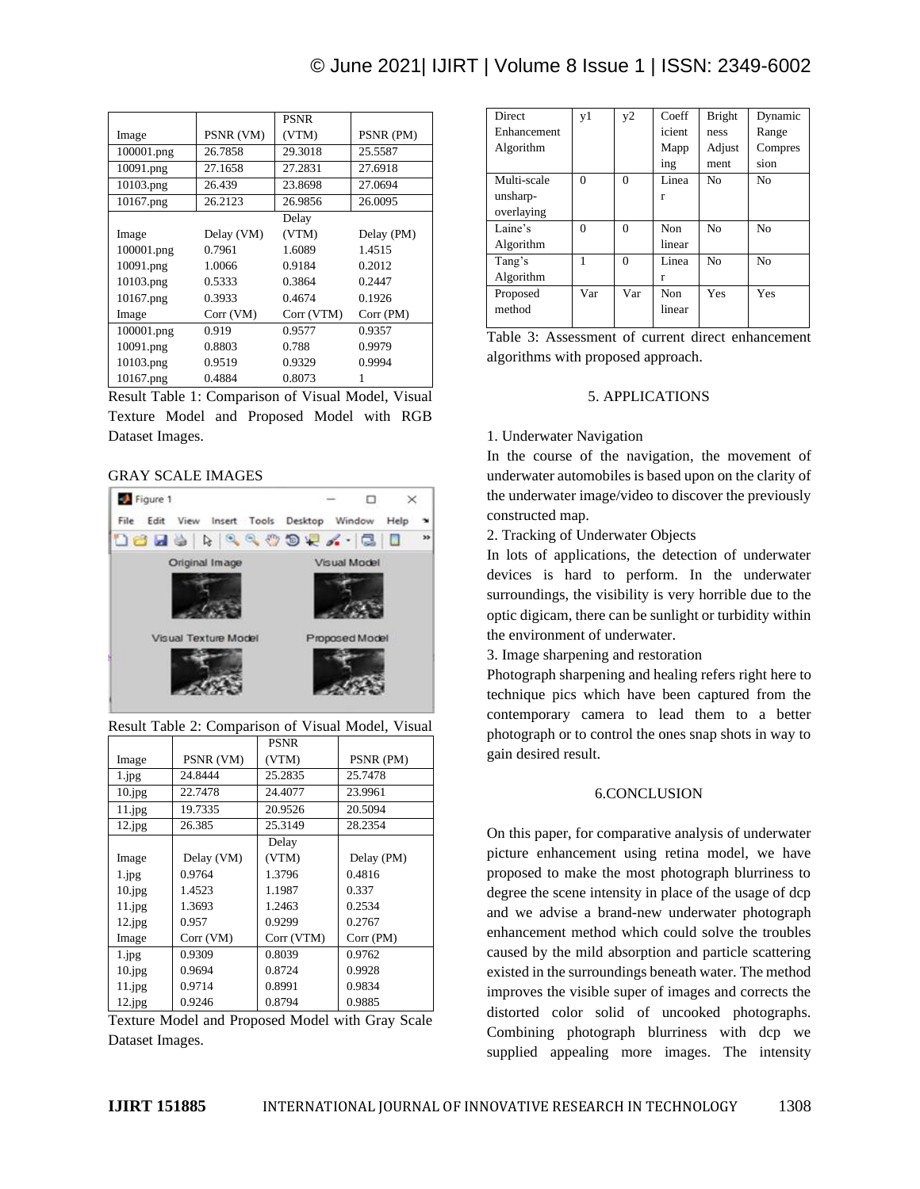| Image | PSNR (VM) | PSNR (VTM) | PSNR (PM) |
|---|---|---|---|
| 100001.png | 26.7858 | 29.3018 | 25.5587 |
| 10091.png | 27.1658 | 27.2831 | 27.6918 |
| 10103.png | 26.439 | 23.8698 | 27.0694 |
| 10167.png | 26.2123 | 26.9856 | 26.0095 |
| Image | Delay (VM) | Delay (VTM) | Delay (PM) |
| 100001.png | 0.7961 | 1.6089 | 1.4515 |
| 10091.png | 1.0066 | 0.9184 | 0.2012 |
| 10103.png | 0.5333 | 0.3864 | 0.2447 |
| 10167.png | 0.3933 | 0.4674 | 0.1926 |
| Image | Corr (VM) | Corr (VTM) | Corr (PM) |
| 100001.png | 0.919 | 0.9577 | 0.9357 |
| 10091.png | 0.8803 | 0.788 | 0.9979 |
| 10103.png | 0.9519 | 0.9329 | 0.9994 |
| 10167.png | 0.4884 | 0.8073 | 1 |

Result Table 1: Comparison of Visual Model, Visual Texture Model and Proposed Model with RGB Dataset Images.

GRAY SCALE IMAGES

Result Table 2: Comparison of Visual Model, Visual Texture Model and Proposed Model with Gray Scale Dataset Images.

| Image | PSNR (VM) | PSNR (VTM) | PSNR (PM) |
|---|---|---|---|
| 1.jpg | 24.8444 | 25.2835 | 25.7478 |
| 10.jpg | 22.7478 | 24.4077 | 23.9961 |
| 11.jpg | 19.7335 | 20.9526 | 20.5094 |
| 12.jpg | 26.385 | 25.3149 | 28.2354 |
| Image | Delay (VM) | Delay (VTM) | Delay (PM) |
| 1.jpg | 0.9764 | 1.3796 | 0.4816 |
| 10.jpg | 1.4523 | 1.1987 | 0.337 |
| 11.jpg | 1.3693 | 1.2463 | 0.2534 |
| 12.jpg | 0.957 | 0.9299 | 0.2767 |
| Image | Corr (VM) | Corr (VTM) | Corr (PM) |
| 1.jpg | 0.9309 | 0.8039 | 0.9762 |
| 10.jpg | 0.9694 | 0.8724 | 0.9928 |
| 11.jpg | 0.9714 | 0.8991 | 0.9834 |
| 12.jpg | 0.9246 | 0.8794 | 0.9885 |

| Direct Enhancement Algorithm | y1 | y2 | Coefficient Mapping | Brightness Adjustment | Dynamic Range Compression |
|---|---|---|---|---|---|
| Multi-scale unsharp-overlaying | 0 | 0 | Linear | No | No |
| Laine's Algorithm | 0 | 0 | Non linear | No | No |
| Tang's Algorithm | 1 | 0 | Linear | No | No |
| Proposed method | Var | Var | Non linear | Yes | Yes |

Table 3: Assessment of current direct enhancement algorithms with proposed approach.

## 5. APPLICATIONS

1. Underwater Navigation

In the course of the navigation, the movement of underwater automobiles is based upon on the clarity of the underwater image/video to discover the previously constructed map.

2. Tracking of Underwater Objects

In lots of applications, the detection of underwater devices is hard to perform. In the underwater surroundings, the visibility is very horrible due to the optic digicam, there can be sunlight or turbidity within the environment of underwater.

3. Image sharpening and restoration

Photograph sharpening and healing refers right here to technique pics which have been captured from the contemporary camera to lead them to a better photograph or to control the ones snap shots in way to gain desired result.

## 6.CONCLUSION

On this paper, for comparative analysis of underwater picture enhancement using retina model, we have proposed to make the most photograph blurriness to degree the scene intensity in place of the usage of dcp and we advise a brand-new underwater photograph enhancement method which could solve the troubles caused by the mild absorption and particle scattering existed in the surroundings beneath water. The method improves the visible super of images and corrects the distorted color solid of uncooked photographs. Combining photograph blurriness with dcp we supplied appealing more images. The intensity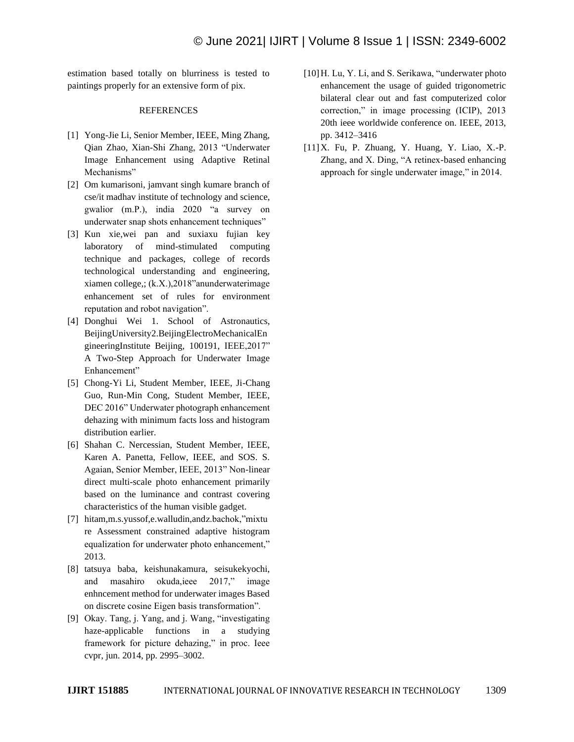estimation based totally on blurriness is tested to paintings properly for an extensive form of pix.

## REFERENCES

[1] Yong-Jie Li, Senior Member, IEEE, Ming Zhang, Qian Zhao, Xian-Shi Zhang, 2013 "Underwater Image Enhancement using Adaptive Retinal Mechanisms"

[2] Om kumarisoni, jamvant singh kumare branch of cse/it madhav institute of technology and science, gwalior (m.P.), india 2020 "a survey on underwater snap shots enhancement techniques"

[3] Kun xie,wei pan and suxiaxu fujian key laboratory of mind-stimulated computing technique and packages, college of records technological understanding and engineering, xiamen college,; (k.X.),2018"anunderwaterimage enhancement set of rules for environment reputation and robot navigation".

[4] Donghui Wei 1. School of Astronautics, BeijingUniversity2.BeijingElectroMechanicalEngineeringInstitute Beijing, 100191, IEEE,2017" A Two-Step Approach for Underwater Image Enhancement"

[5] Chong-Yi Li, Student Member, IEEE, Ji-Chang Guo, Run-Min Cong, Student Member, IEEE, DEC 2016" Underwater photograph enhancement dehazing with minimum facts loss and histogram distribution earlier.

[6] Shahan C. Nercessian, Student Member, IEEE, Karen A. Panetta, Fellow, IEEE, and SOS. S. Agaian, Senior Member, IEEE, 2013" Non-linear direct multi-scale photo enhancement primarily based on the luminance and contrast covering characteristics of the human visible gadget.

[7] hitam,m.s.yussof,e.walludin,andz.bachok,"mixture Assessment constrained adaptive histogram equalization for underwater photo enhancement," 2013.

[8] tatsuya baba, keishunakamura, seisukekyochi, and masahiro okuda,ieee 2017," image enhncement method for underwater images Based on discrete cosine Eigen basis transformation".

[9] Okay. Tang, j. Yang, and j. Wang, "investigating haze-applicable functions in a studying framework for picture dehazing," in proc. Ieee cvpr, jun. 2014, pp. 2995–3002.

[10] H. Lu, Y. Li, and S. Serikawa, "underwater photo enhancement the usage of guided trigonometric bilateral clear out and fast computerized color correction," in image processing (ICIP), 2013 20th ieee worldwide conference on. IEEE, 2013, pp. 3412–3416

[11] X. Fu, P. Zhuang, Y. Huang, Y. Liao, X.-P. Zhang, and X. Ding, "A retinex-based enhancing approach for single underwater image," in 2014.